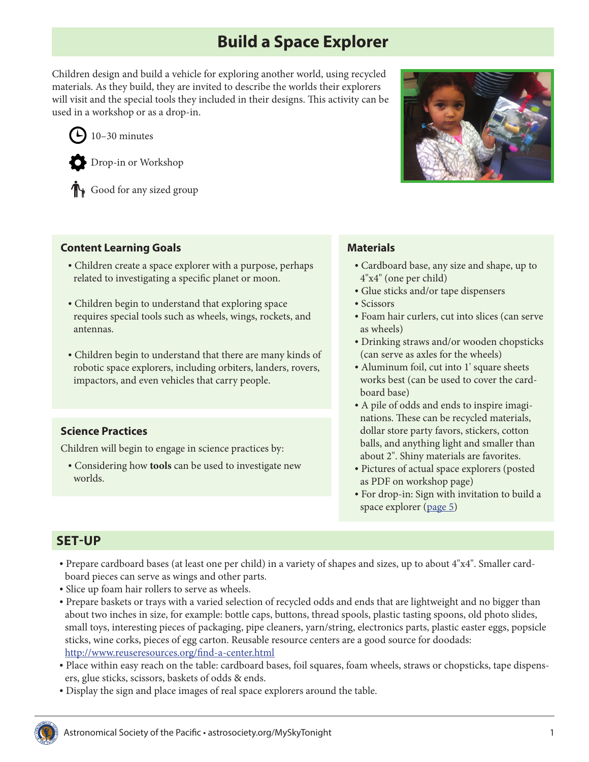# Build a Space Explorer

Children design and build a vehicle for exploring another world, using recycled materials. As they build, they are invited to describe the worlds their explorers will visit and the special tools they included in their designs. This activity can be used in a workshop or as a drop-in.

10–30 minutes

Drop-in or Workshop

Good for any sized group

## Content Learning Goals

- Children create a space explorer with a purpose, perhaps related to investigating a specific planet or moon.
- Children begin to understand that exploring space requires special tools such as wheels, wings, rockets, and antennas.
- Children begin to understand that there are many kinds of robotic space explorers, including orbiters, landers, rovers, impactors, and even vehicles that carry people.

## Science Practices

Children will begin to engage in science practices by:

- Considering how **tools** can be used to investigate new worlds.

## Materials

- Cardboard base, any size and shape, up to 4"x4" (one per child)
- Glue sticks and/or tape dispensers
- Scissors
- Foam hair curlers, cut into slices (can serve as wheels)
- Drinking straws and/or wooden chopsticks (can serve as axles for the wheels)
- Aluminum foil, cut into 1' square sheets works best (can be used to cover the cardboard base)
- A pile of odds and ends to inspire imaginations. These can be recycled materials, dollar store party favors, stickers, cotton balls, and anything light and smaller than about 2". Shiny materials are favorites.
- Pictures of actual space explorers (posted as PDF on workshop page)
- For drop-in: Sign with invitation to build a space explorer (page 5)

## SET-UP

- Prepare cardboard bases (at least one per child) in a variety of shapes and sizes, up to about 4"x4". Smaller cardboard pieces can serve as wings and other parts.
- Slice up foam hair rollers to serve as wheels.
- Prepare baskets or trays with a varied selection of recycled odds and ends that are lightweight and no bigger than about two inches in size, for example: bottle caps, buttons, thread spools, plastic tasting spoons, old photo slides, small toys, interesting pieces of packaging, pipe cleaners, yarn/string, electronics parts, plastic easter eggs, popsicle sticks, wine corks, pieces of egg carton. Reusable resource centers are a good source for doodads: http://www.reuseresources.org/find-a-center.html
- Place within easy reach on the table: cardboard bases, foil squares, foam wheels, straws or chopsticks, tape dispensers, glue sticks, scissors, baskets of odds & ends.
- Display the sign and place images of real space explorers around the table.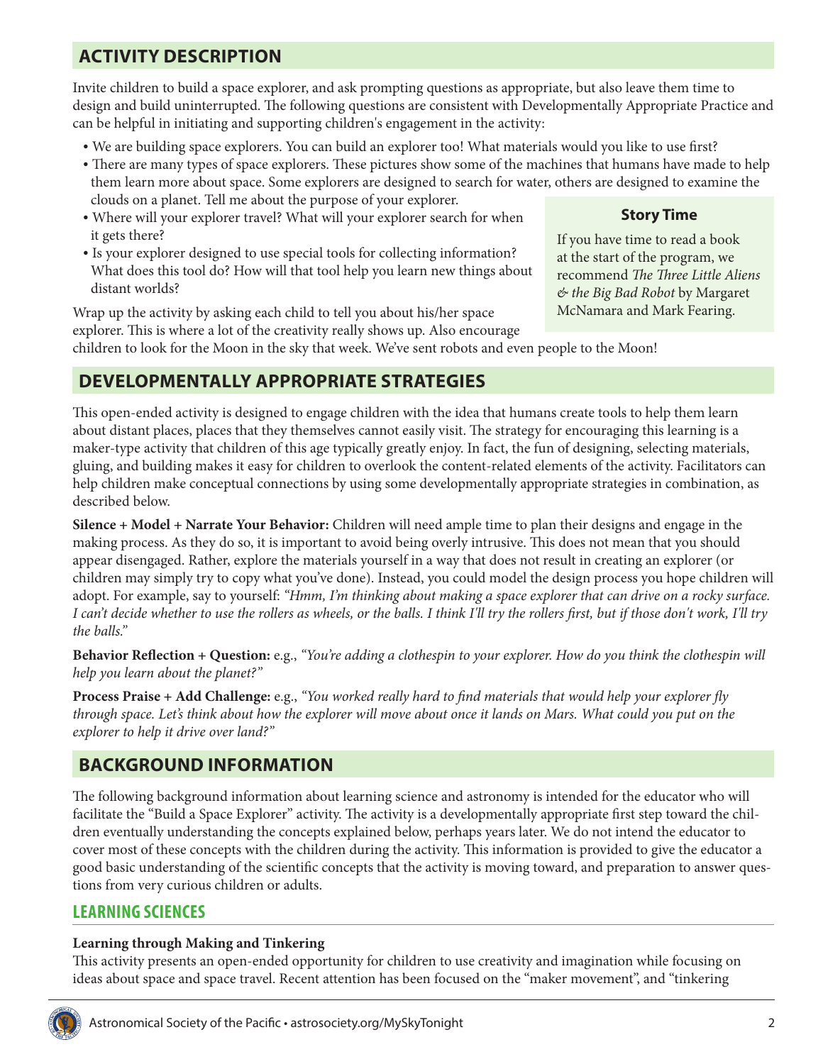## ACTIVITY DESCRIPTION

Invite children to build a space explorer, and ask prompting questions as appropriate, but also leave them time to design and build uninterrupted. The following questions are consistent with Developmentally Appropriate Practice and can be helpful in initiating and supporting children's engagement in the activity:

- We are building space explorers. You can build an explorer too! What materials would you like to use first?
- There are many types of space explorers. These pictures show some of the machines that humans have made to help them learn more about space. Some explorers are designed to search for water, others are designed to examine the clouds on a planet. Tell me about the purpose of your explorer.
- Where will your explorer travel? What will your explorer search for when it gets there?
- Is your explorer designed to use special tools for collecting information? What does this tool do? How will that tool help you learn new things about distant worlds?

Wrap up the activity by asking each child to tell you about his/her space explorer. This is where a lot of the creativity really shows up. Also encourage children to look for the Moon in the sky that week. We've sent robots and even people to the Moon!

**Story Time**

If you have time to read a book at the start of the program, we recommend *The Three Little Aliens & the Big Bad Robot* by Margaret McNamara and Mark Fearing.

## DEVELOPMENTALLY APPROPRIATE STRATEGIES

This open-ended activity is designed to engage children with the idea that humans create tools to help them learn about distant places, places that they themselves cannot easily visit. The strategy for encouraging this learning is a maker-type activity that children of this age typically greatly enjoy. In fact, the fun of designing, selecting materials, gluing, and building makes it easy for children to overlook the content-related elements of the activity. Facilitators can help children make conceptual connections by using some developmentally appropriate strategies in combination, as described below.

**Silence + Model + Narrate Your Behavior:** Children will need ample time to plan their designs and engage in the making process. As they do so, it is important to avoid being overly intrusive. This does not mean that you should appear disengaged. Rather, explore the materials yourself in a way that does not result in creating an explorer (or children may simply try to copy what you've done). Instead, you could model the design process you hope children will adopt. For example, say to yourself: *"Hmm, I'm thinking about making a space explorer that can drive on a rocky surface. I can't decide whether to use the rollers as wheels, or the balls. I think I'll try the rollers first, but if those don't work, I'll try the balls."*

**Behavior Reflection + Question:** e.g., *"You're adding a clothespin to your explorer. How do you think the clothespin will help you learn about the planet?"*

**Process Praise + Add Challenge:** e.g., *"You worked really hard to find materials that would help your explorer fly through space. Let's think about how the explorer will move about once it lands on Mars. What could you put on the explorer to help it drive over land?"*

## BACKGROUND INFORMATION

The following background information about learning science and astronomy is intended for the educator who will facilitate the "Build a Space Explorer" activity. The activity is a developmentally appropriate first step toward the children eventually understanding the concepts explained below, perhaps years later. We do not intend the educator to cover most of these concepts with the children during the activity. This information is provided to give the educator a good basic understanding of the scientific concepts that the activity is moving toward, and preparation to answer questions from very curious children or adults.

### LEARNING SCIENCES

**Learning through Making and Tinkering**

This activity presents an open-ended opportunity for children to use creativity and imagination while focusing on ideas about space and space travel. Recent attention has been focused on the "maker movement", and "tinkering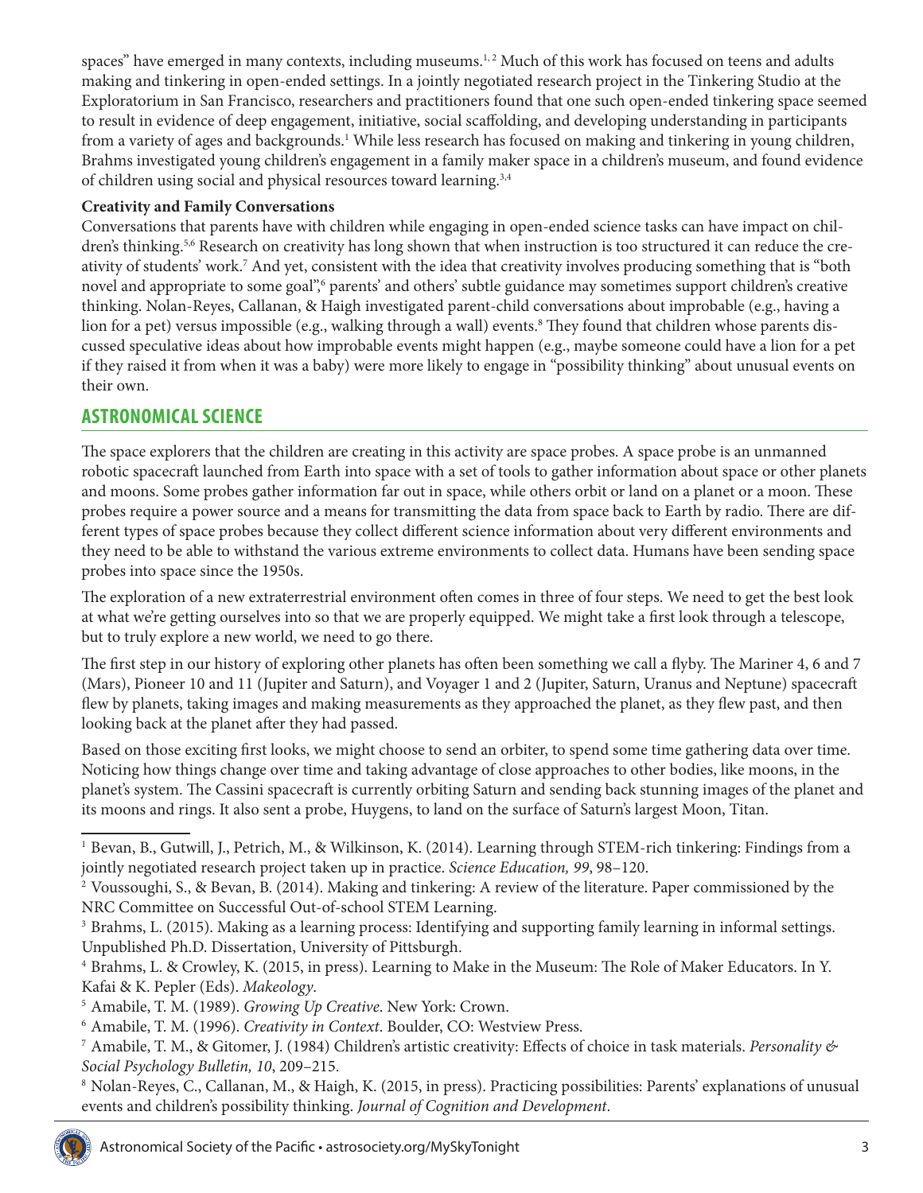spaces" have emerged in many contexts, including museums.[1,2] Much of this work has focused on teens and adults making and tinkering in open-ended settings. In a jointly negotiated research project in the Tinkering Studio at the Exploratorium in San Francisco, researchers and practitioners found that one such open-ended tinkering space seemed to result in evidence of deep engagement, initiative, social scaffolding, and developing understanding in participants from a variety of ages and backgrounds.[1] While less research has focused on making and tinkering in young children, Brahms investigated young children's engagement in a family maker space in a children's museum, and found evidence of children using social and physical resources toward learning.[3,4]

**Creativity and Family Conversations**

Conversations that parents have with children while engaging in open-ended science tasks can have impact on children's thinking.[5,6] Research on creativity has long shown that when instruction is too structured it can reduce the creativity of students' work.[7] And yet, consistent with the idea that creativity involves producing something that is "both novel and appropriate to some goal",[6] parents' and others' subtle guidance may sometimes support children's creative thinking. Nolan-Reyes, Callanan, & Haigh investigated parent-child conversations about improbable (e.g., having a lion for a pet) versus impossible (e.g., walking through a wall) events.[8] They found that children whose parents discussed speculative ideas about how improbable events might happen (e.g., maybe someone could have a lion for a pet if they raised it from when it was a baby) were more likely to engage in "possibility thinking" about unusual events on their own.

## ASTRONOMICAL SCIENCE

The space explorers that the children are creating in this activity are space probes. A space probe is an unmanned robotic spacecraft launched from Earth into space with a set of tools to gather information about space or other planets and moons. Some probes gather information far out in space, while others orbit or land on a planet or a moon. These probes require a power source and a means for transmitting the data from space back to Earth by radio. There are different types of space probes because they collect different science information about very different environments and they need to be able to withstand the various extreme environments to collect data. Humans have been sending space probes into space since the 1950s.

The exploration of a new extraterrestrial environment often comes in three of four steps. We need to get the best look at what we're getting ourselves into so that we are properly equipped. We might take a first look through a telescope, but to truly explore a new world, we need to go there.

The first step in our history of exploring other planets has often been something we call a flyby. The Mariner 4, 6 and 7 (Mars), Pioneer 10 and 11 (Jupiter and Saturn), and Voyager 1 and 2 (Jupiter, Saturn, Uranus and Neptune) spacecraft flew by planets, taking images and making measurements as they approached the planet, as they flew past, and then looking back at the planet after they had passed.

Based on those exciting first looks, we might choose to send an orbiter, to spend some time gathering data over time. Noticing how things change over time and taking advantage of close approaches to other bodies, like moons, in the planet's system. The Cassini spacecraft is currently orbiting Saturn and sending back stunning images of the planet and its moons and rings. It also sent a probe, Huygens, to land on the surface of Saturn's largest Moon, Titan.

---

[1] Bevan, B., Gutwill, J., Petrich, M., & Wilkinson, K. (2014). Learning through STEM-rich tinkering: Findings from a jointly negotiated research project taken up in practice. *Science Education, 99*, 98–120.

[2] Voussoughi, S., & Bevan, B. (2014). Making and tinkering: A review of the literature. Paper commissioned by the NRC Committee on Successful Out-of-school STEM Learning.

[3] Brahms, L. (2015). Making as a learning process: Identifying and supporting family learning in informal settings. Unpublished Ph.D. Dissertation, University of Pittsburgh.

[4] Brahms, L. & Crowley, K. (2015, in press). Learning to Make in the Museum: The Role of Maker Educators. In Y. Kafai & K. Pepler (Eds). *Makeology*.

[5] Amabile, T. M. (1989). *Growing Up Creative*. New York: Crown.

[6] Amabile, T. M. (1996). *Creativity in Context*. Boulder, CO: Westview Press.

[7] Amabile, T. M., & Gitomer, J. (1984) Children's artistic creativity: Effects of choice in task materials. *Personality & Social Psychology Bulletin, 10*, 209–215.

[8] Nolan-Reyes, C., Callanan, M., & Haigh, K. (2015, in press). Practicing possibilities: Parents' explanations of unusual events and children's possibility thinking. *Journal of Cognition and Development*.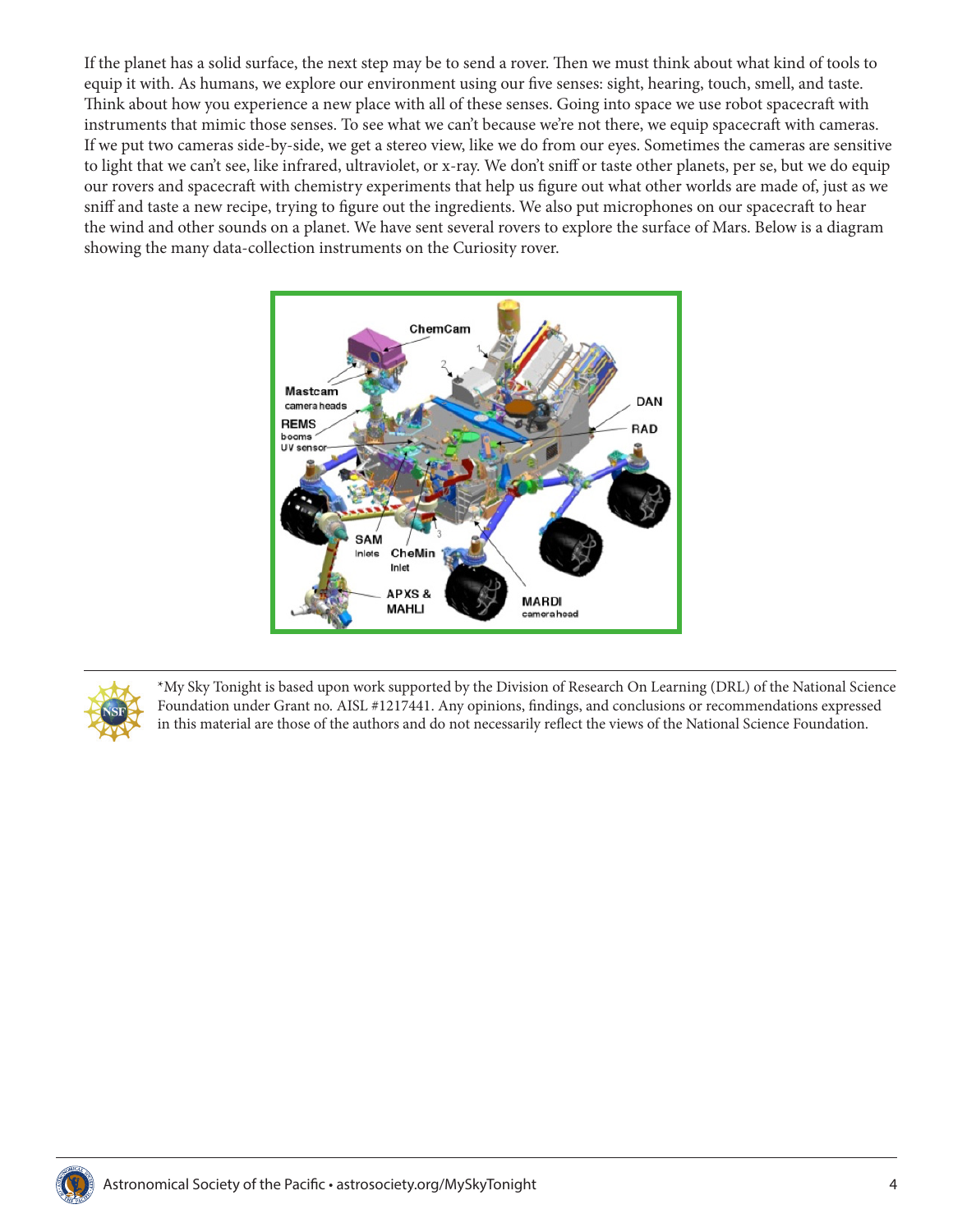If the planet has a solid surface, the next step may be to send a rover. Then we must think about what kind of tools to equip it with. As humans, we explore our environment using our five senses: sight, hearing, touch, smell, and taste. Think about how you experience a new place with all of these senses. Going into space we use robot spacecraft with instruments that mimic those senses. To see what we can't because we're not there, we equip spacecraft with cameras. If we put two cameras side-by-side, we get a stereo view, like we do from our eyes. Sometimes the cameras are sensitive to light that we can't see, like infrared, ultraviolet, or x-ray. We don't sniff or taste other planets, per se, but we do equip our rovers and spacecraft with chemistry experiments that help us figure out what other worlds are made of, just as we sniff and taste a new recipe, trying to figure out the ingredients. We also put microphones on our spacecraft to hear the wind and other sounds on a planet. We have sent several rovers to explore the surface of Mars. Below is a diagram showing the many data-collection instruments on the Curiosity rover.

ChemCam
Mastcam camera heads
REMS booms UV sensor
DAN
RAD
SAM Inlets
CheMin Inlet
APXS & MAHLI
MARDI camera head

*My Sky Tonight is based upon work supported by the Division of Research On Learning (DRL) of the National Science Foundation under Grant no. AISL #1217441. Any opinions, findings, and conclusions or recommendations expressed in this material are those of the authors and do not necessarily reflect the views of the National Science Foundation.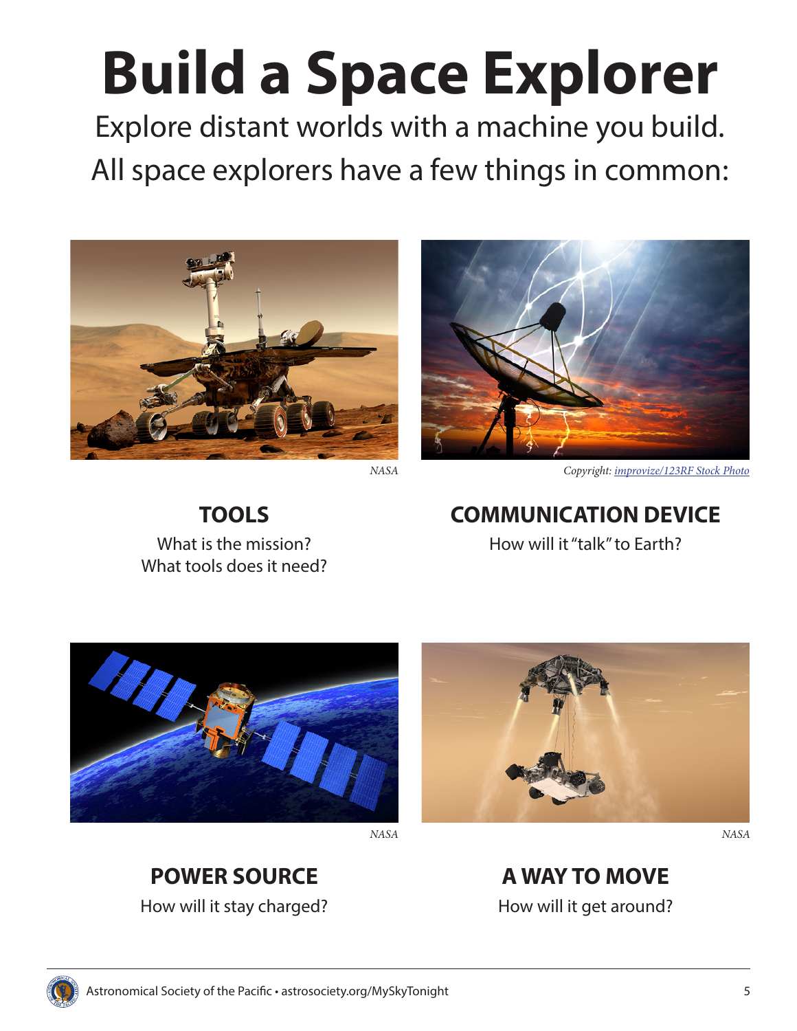# Build a Space Explorer

Explore distant worlds with a machine you build.

All space explorers have a few things in common:

*NASA*

*Copyright: improvize/123RF Stock Photo*

## TOOLS

What is the mission?
What tools does it need?

## COMMUNICATION DEVICE

How will it "talk" to Earth?

*NASA*

*NASA*

## POWER SOURCE

How will it stay charged?

## A WAY TO MOVE

How will it get around?